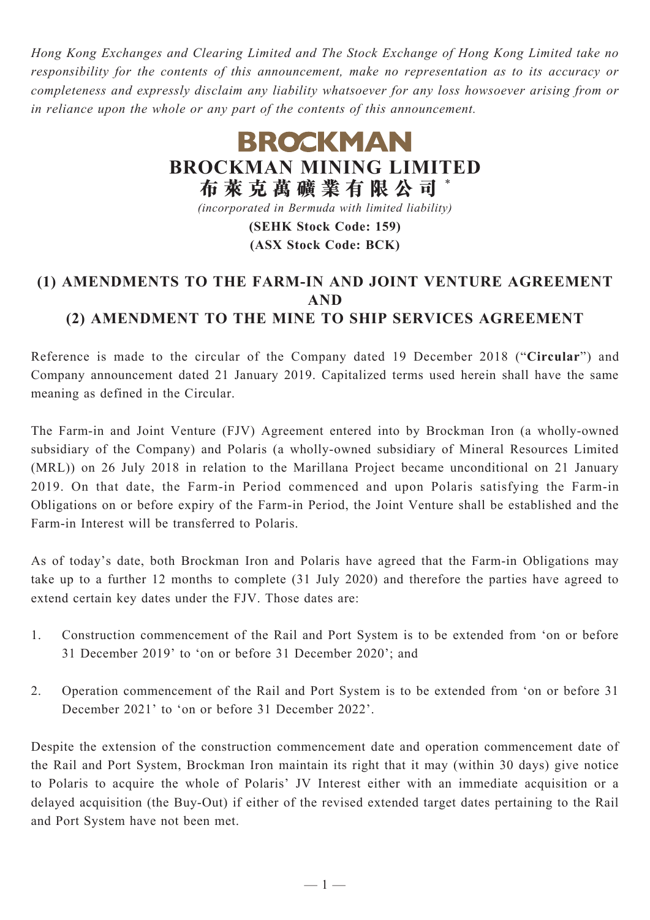*Hong Kong Exchanges and Clearing Limited and The Stock Exchange of Hong Kong Limited take no responsibility for the contents of this announcement, make no representation as to its accuracy or completeness and expressly disclaim any liability whatsoever for any loss howsoever arising from or in reliance upon the whole or any part of the contents of this announcement.*

BROCKMAN

# BROCKMAN MINING LIMITED

# 布萊克萬礦業有限公司 *

*(incorporated in Bermuda with limited liability)*

**(SEHK Stock Code: 159)**

**(ASX Stock Code: BCK)**

## (1) AMENDMENTS TO THE FARM-IN AND JOINT VENTURE AGREEMENT AND (2) AMENDMENT TO THE MINE TO SHIP SERVICES AGREEMENT

Reference is made to the circular of the Company dated 19 December 2018 ("**Circular**") and Company announcement dated 21 January 2019. Capitalized terms used herein shall have the same meaning as defined in the Circular.

The Farm-in and Joint Venture (FJV) Agreement entered into by Brockman Iron (a wholly-owned subsidiary of the Company) and Polaris (a wholly-owned subsidiary of Mineral Resources Limited (MRL)) on 26 July 2018 in relation to the Marillana Project became unconditional on 21 January 2019. On that date, the Farm-in Period commenced and upon Polaris satisfying the Farm-in Obligations on or before expiry of the Farm-in Period, the Joint Venture shall be established and the Farm-in Interest will be transferred to Polaris.

As of today's date, both Brockman Iron and Polaris have agreed that the Farm-in Obligations may take up to a further 12 months to complete (31 July 2020) and therefore the parties have agreed to extend certain key dates under the FJV. Those dates are:

1. Construction commencement of the Rail and Port System is to be extended from 'on or before 31 December 2019' to 'on or before 31 December 2020'; and

2. Operation commencement of the Rail and Port System is to be extended from 'on or before 31 December 2021' to 'on or before 31 December 2022'.

Despite the extension of the construction commencement date and operation commencement date of the Rail and Port System, Brockman Iron maintain its right that it may (within 30 days) give notice to Polaris to acquire the whole of Polaris' JV Interest either with an immediate acquisition or a delayed acquisition (the Buy-Out) if either of the revised extended target dates pertaining to the Rail and Port System have not been met.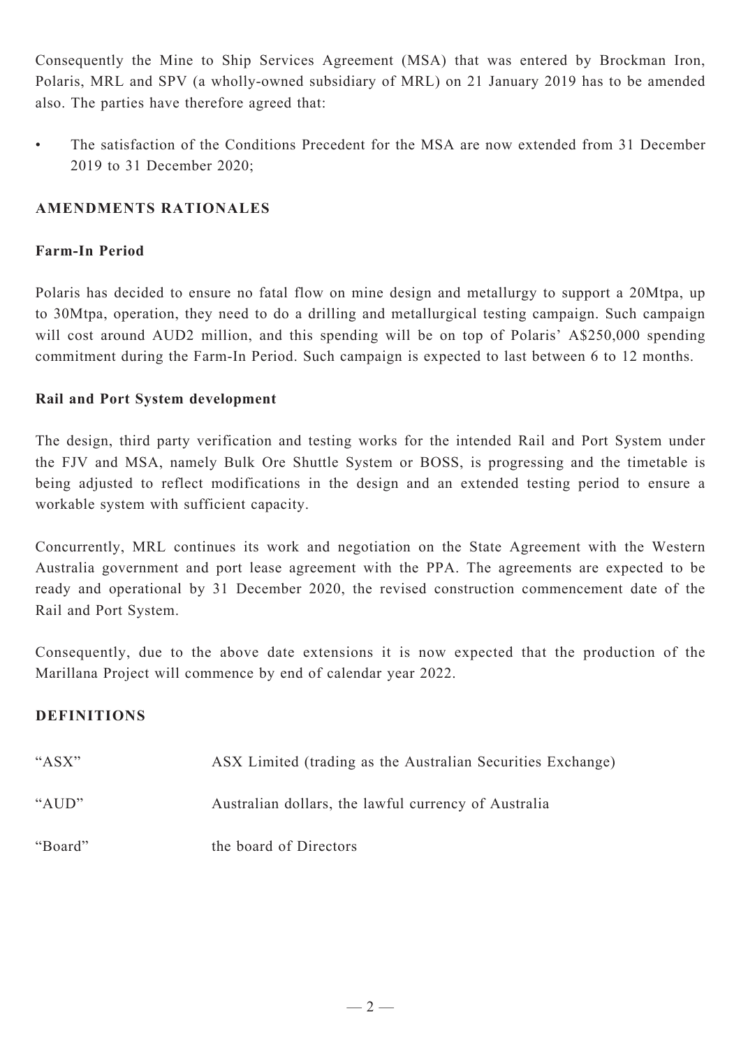Consequently the Mine to Ship Services Agreement (MSA) that was entered by Brockman Iron, Polaris, MRL and SPV (a wholly-owned subsidiary of MRL) on 21 January 2019 has to be amended also. The parties have therefore agreed that:

- The satisfaction of the Conditions Precedent for the MSA are now extended from 31 December 2019 to 31 December 2020;

## AMENDMENTS RATIONALES

### Farm-In Period

Polaris has decided to ensure no fatal flow on mine design and metallurgy to support a 20Mtpa, up to 30Mtpa, operation, they need to do a drilling and metallurgical testing campaign. Such campaign will cost around AUD2 million, and this spending will be on top of Polaris' A$250,000 spending commitment during the Farm-In Period. Such campaign is expected to last between 6 to 12 months.

### Rail and Port System development

The design, third party verification and testing works for the intended Rail and Port System under the FJV and MSA, namely Bulk Ore Shuttle System or BOSS, is progressing and the timetable is being adjusted to reflect modifications in the design and an extended testing period to ensure a workable system with sufficient capacity.

Concurrently, MRL continues its work and negotiation on the State Agreement with the Western Australia government and port lease agreement with the PPA. The agreements are expected to be ready and operational by 31 December 2020, the revised construction commencement date of the Rail and Port System.

Consequently, due to the above date extensions it is now expected that the production of the Marillana Project will commence by end of calendar year 2022.

## DEFINITIONS

| | |
|---|---|
| "ASX" | ASX Limited (trading as the Australian Securities Exchange) |
| "AUD" | Australian dollars, the lawful currency of Australia |
| "Board" | the board of Directors |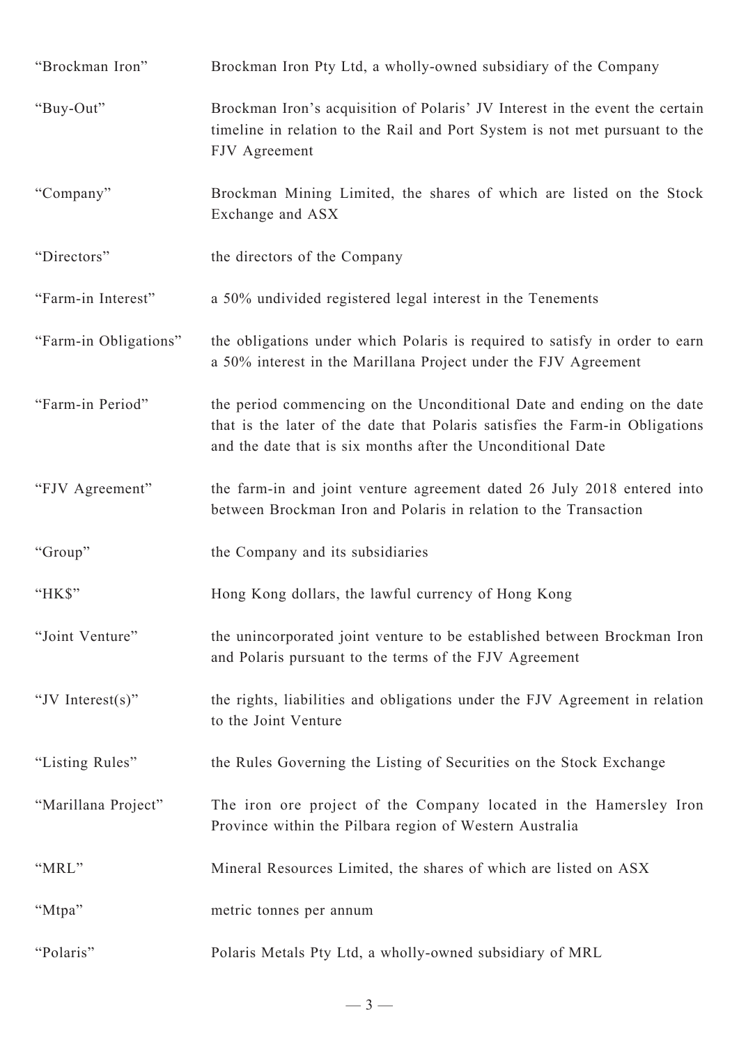| | |
|---|---|
| "Brockman Iron" | Brockman Iron Pty Ltd, a wholly-owned subsidiary of the Company |
| "Buy-Out" | Brockman Iron's acquisition of Polaris' JV Interest in the event the certain timeline in relation to the Rail and Port System is not met pursuant to the FJV Agreement |
| "Company" | Brockman Mining Limited, the shares of which are listed on the Stock Exchange and ASX |
| "Directors" | the directors of the Company |
| "Farm-in Interest" | a 50% undivided registered legal interest in the Tenements |
| "Farm-in Obligations" | the obligations under which Polaris is required to satisfy in order to earn a 50% interest in the Marillana Project under the FJV Agreement |
| "Farm-in Period" | the period commencing on the Unconditional Date and ending on the date that is the later of the date that Polaris satisfies the Farm-in Obligations and the date that is six months after the Unconditional Date |
| "FJV Agreement" | the farm-in and joint venture agreement dated 26 July 2018 entered into between Brockman Iron and Polaris in relation to the Transaction |
| "Group" | the Company and its subsidiaries |
| "HK$" | Hong Kong dollars, the lawful currency of Hong Kong |
| "Joint Venture" | the unincorporated joint venture to be established between Brockman Iron and Polaris pursuant to the terms of the FJV Agreement |
| "JV Interest(s)" | the rights, liabilities and obligations under the FJV Agreement in relation to the Joint Venture |
| "Listing Rules" | the Rules Governing the Listing of Securities on the Stock Exchange |
| "Marillana Project" | The iron ore project of the Company located in the Hamersley Iron Province within the Pilbara region of Western Australia |
| "MRL" | Mineral Resources Limited, the shares of which are listed on ASX |
| "Mtpa" | metric tonnes per annum |
| "Polaris" | Polaris Metals Pty Ltd, a wholly-owned subsidiary of MRL |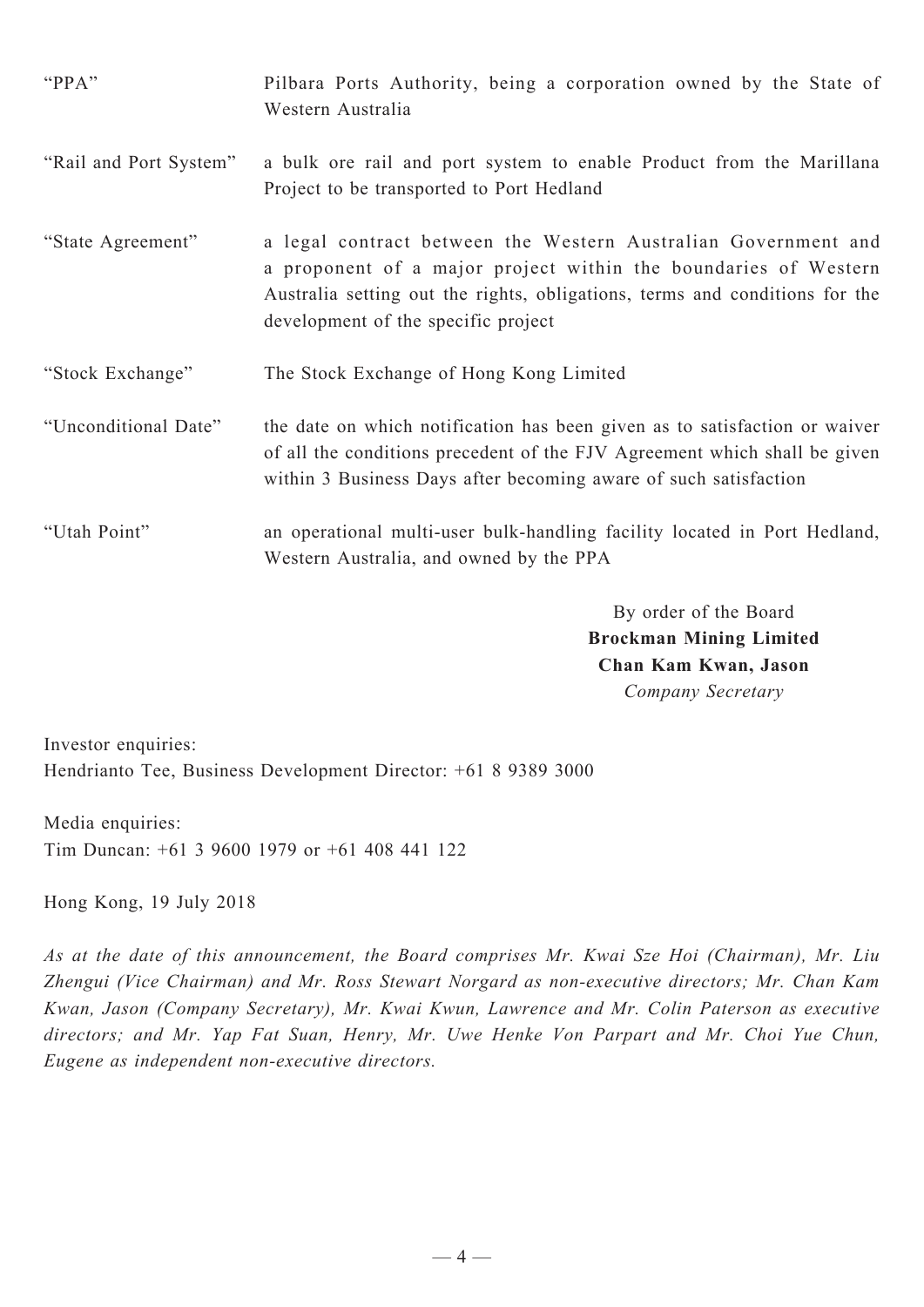| | |
|---|---|
| "PPA" | Pilbara Ports Authority, being a corporation owned by the State of Western Australia |
| "Rail and Port System" | a bulk ore rail and port system to enable Product from the Marillana Project to be transported to Port Hedland |
| "State Agreement" | a legal contract between the Western Australian Government and a proponent of a major project within the boundaries of Western Australia setting out the rights, obligations, terms and conditions for the development of the specific project |
| "Stock Exchange" | The Stock Exchange of Hong Kong Limited |
| "Unconditional Date" | the date on which notification has been given as to satisfaction or waiver of all the conditions precedent of the FJV Agreement which shall be given within 3 Business Days after becoming aware of such satisfaction |
| "Utah Point" | an operational multi-user bulk-handling facility located in Port Hedland, Western Australia, and owned by the PPA |

By order of the Board
**Brockman Mining Limited**
**Chan Kam Kwan, Jason**
*Company Secretary*

Investor enquiries:
Hendrianto Tee, Business Development Director: +61 8 9389 3000

Media enquiries:
Tim Duncan: +61 3 9600 1979 or +61 408 441 122

Hong Kong, 19 July 2018

*As at the date of this announcement, the Board comprises Mr. Kwai Sze Hoi (Chairman), Mr. Liu Zhengui (Vice Chairman) and Mr. Ross Stewart Norgard as non-executive directors; Mr. Chan Kam Kwan, Jason (Company Secretary), Mr. Kwai Kwun, Lawrence and Mr. Colin Paterson as executive directors; and Mr. Yap Fat Suan, Henry, Mr. Uwe Henke Von Parpart and Mr. Choi Yue Chun, Eugene as independent non-executive directors.*